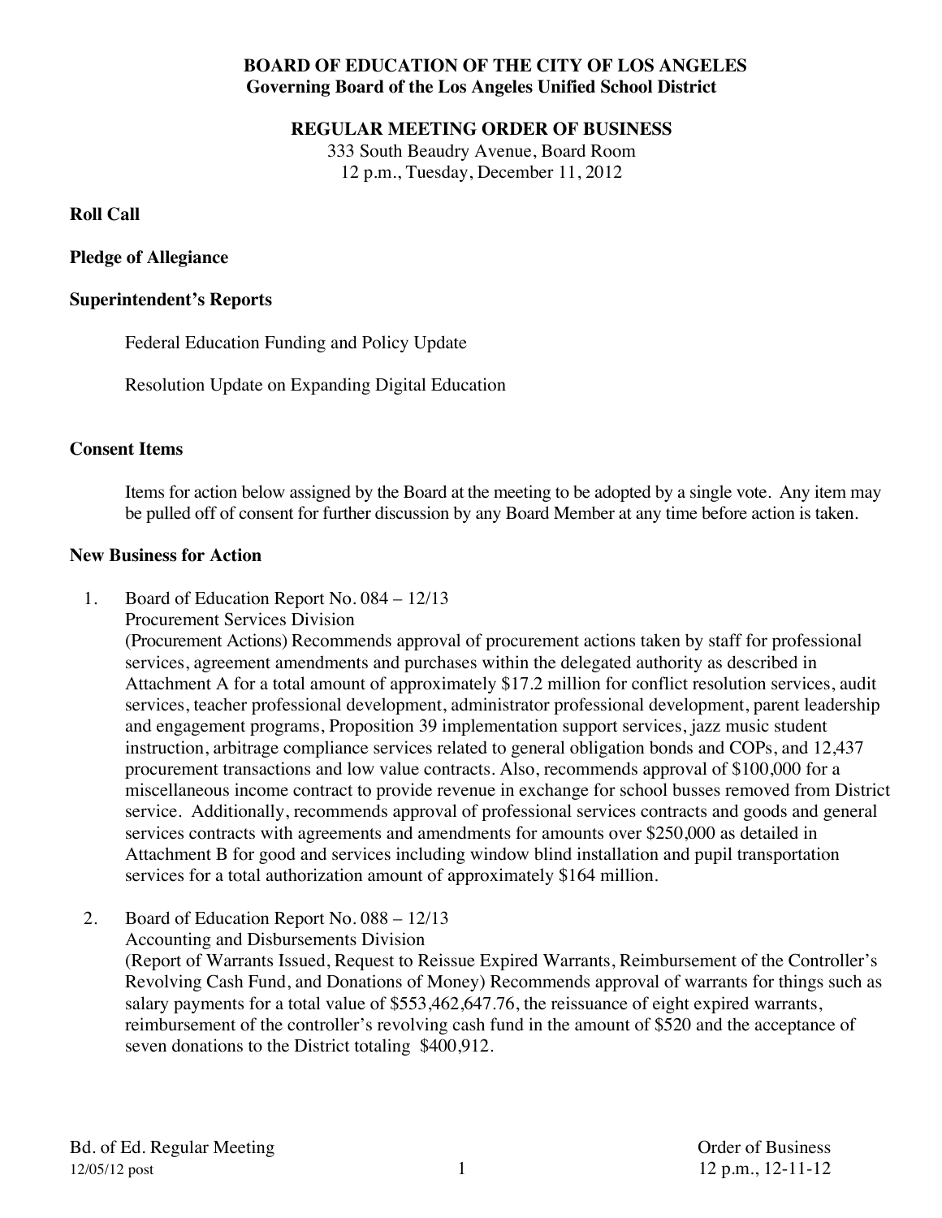**BOARD OF EDUCATION OF THE CITY OF LOS ANGELES**
**Governing Board of the Los Angeles Unified School District**

**REGULAR MEETING ORDER OF BUSINESS**
333 South Beaudry Avenue, Board Room
12 p.m., Tuesday, December 11, 2012

**Roll Call**

**Pledge of Allegiance**

**Superintendent's Reports**

Federal Education Funding and Policy Update

Resolution Update on Expanding Digital Education

**Consent Items**

Items for action below assigned by the Board at the meeting to be adopted by a single vote. Any item may be pulled off of consent for further discussion by any Board Member at any time before action is taken.

**New Business for Action**

1. Board of Education Report No. 084 – 12/13
   Procurement Services Division
   (Procurement Actions) Recommends approval of procurement actions taken by staff for professional services, agreement amendments and purchases within the delegated authority as described in Attachment A for a total amount of approximately $17.2 million for conflict resolution services, audit services, teacher professional development, administrator professional development, parent leadership and engagement programs, Proposition 39 implementation support services, jazz music student instruction, arbitrage compliance services related to general obligation bonds and COPs, and 12,437 procurement transactions and low value contracts. Also, recommends approval of $100,000 for a miscellaneous income contract to provide revenue in exchange for school busses removed from District service. Additionally, recommends approval of professional services contracts and goods and general services contracts with agreements and amendments for amounts over $250,000 as detailed in Attachment B for good and services including window blind installation and pupil transportation services for a total authorization amount of approximately $164 million.

2. Board of Education Report No. 088 – 12/13
   Accounting and Disbursements Division
   (Report of Warrants Issued, Request to Reissue Expired Warrants, Reimbursement of the Controller's Revolving Cash Fund, and Donations of Money) Recommends approval of warrants for things such as salary payments for a total value of $553,462,647.76, the reissuance of eight expired warrants, reimbursement of the controller's revolving cash fund in the amount of $520 and the acceptance of seven donations to the District totaling $400,912.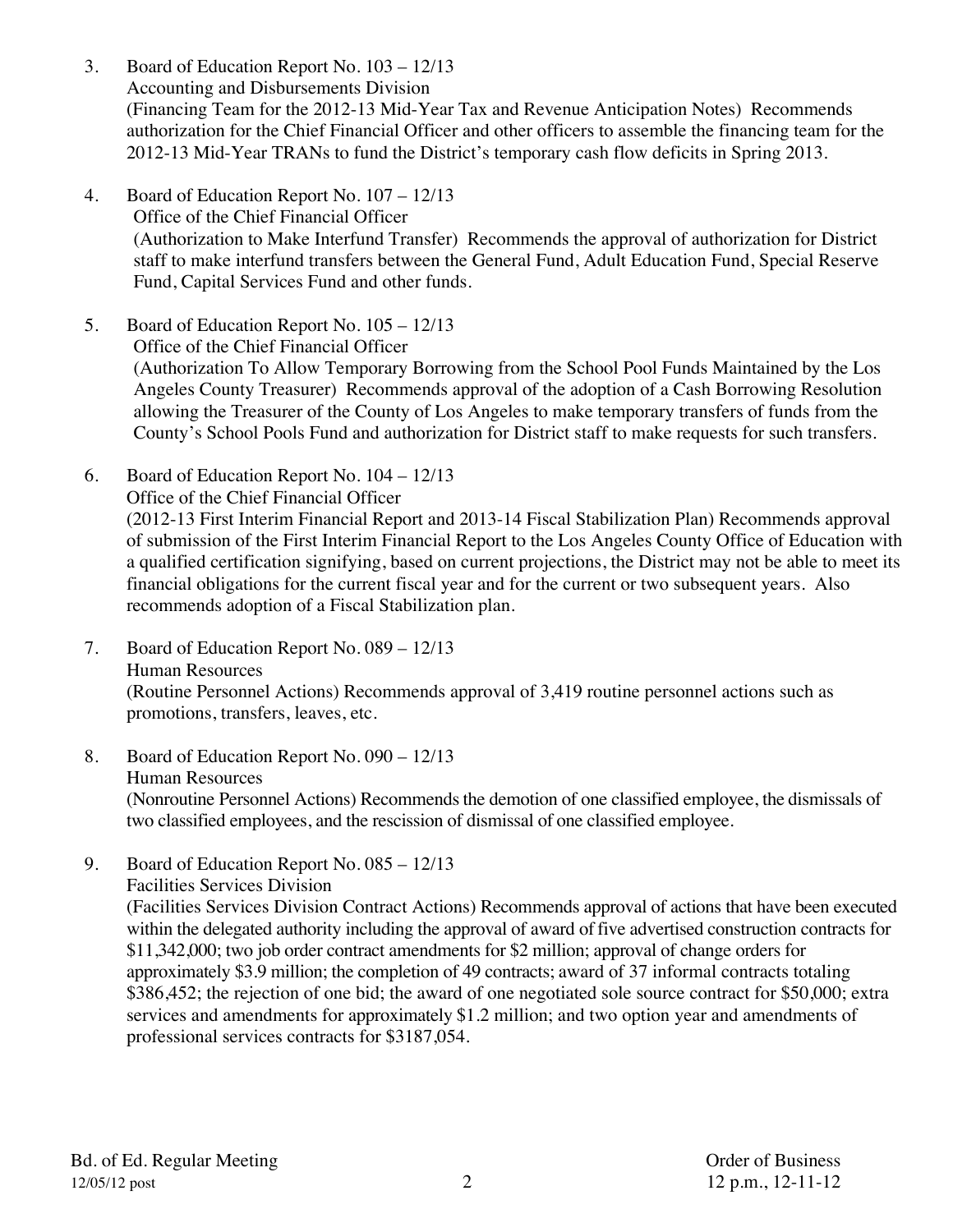3. Board of Education Report No. 103 – 12/13
   Accounting and Disbursements Division
   (Financing Team for the 2012-13 Mid-Year Tax and Revenue Anticipation Notes) Recommends authorization for the Chief Financial Officer and other officers to assemble the financing team for the 2012-13 Mid-Year TRANs to fund the District's temporary cash flow deficits in Spring 2013.

4. Board of Education Report No. 107 – 12/13
   Office of the Chief Financial Officer
   (Authorization to Make Interfund Transfer) Recommends the approval of authorization for District staff to make interfund transfers between the General Fund, Adult Education Fund, Special Reserve Fund, Capital Services Fund and other funds.

5. Board of Education Report No. 105 – 12/13
   Office of the Chief Financial Officer
   (Authorization To Allow Temporary Borrowing from the School Pool Funds Maintained by the Los Angeles County Treasurer) Recommends approval of the adoption of a Cash Borrowing Resolution allowing the Treasurer of the County of Los Angeles to make temporary transfers of funds from the County's School Pools Fund and authorization for District staff to make requests for such transfers.

6. Board of Education Report No. 104 – 12/13
   Office of the Chief Financial Officer
   (2012-13 First Interim Financial Report and 2013-14 Fiscal Stabilization Plan) Recommends approval of submission of the First Interim Financial Report to the Los Angeles County Office of Education with a qualified certification signifying, based on current projections, the District may not be able to meet its financial obligations for the current fiscal year and for the current or two subsequent years. Also recommends adoption of a Fiscal Stabilization plan.

7. Board of Education Report No. 089 – 12/13
   Human Resources
   (Routine Personnel Actions) Recommends approval of 3,419 routine personnel actions such as promotions, transfers, leaves, etc.

8. Board of Education Report No. 090 – 12/13
   Human Resources
   (Nonroutine Personnel Actions) Recommends the demotion of one classified employee, the dismissals of two classified employees, and the rescission of dismissal of one classified employee.

9. Board of Education Report No. 085 – 12/13
   Facilities Services Division
   (Facilities Services Division Contract Actions) Recommends approval of actions that have been executed within the delegated authority including the approval of award of five advertised construction contracts for $11,342,000; two job order contract amendments for $2 million; approval of change orders for approximately $3.9 million; the completion of 49 contracts; award of 37 informal contracts totaling $386,452; the rejection of one bid; the award of one negotiated sole source contract for $50,000; extra services and amendments for approximately $1.2 million; and two option year and amendments of professional services contracts for $3187,054.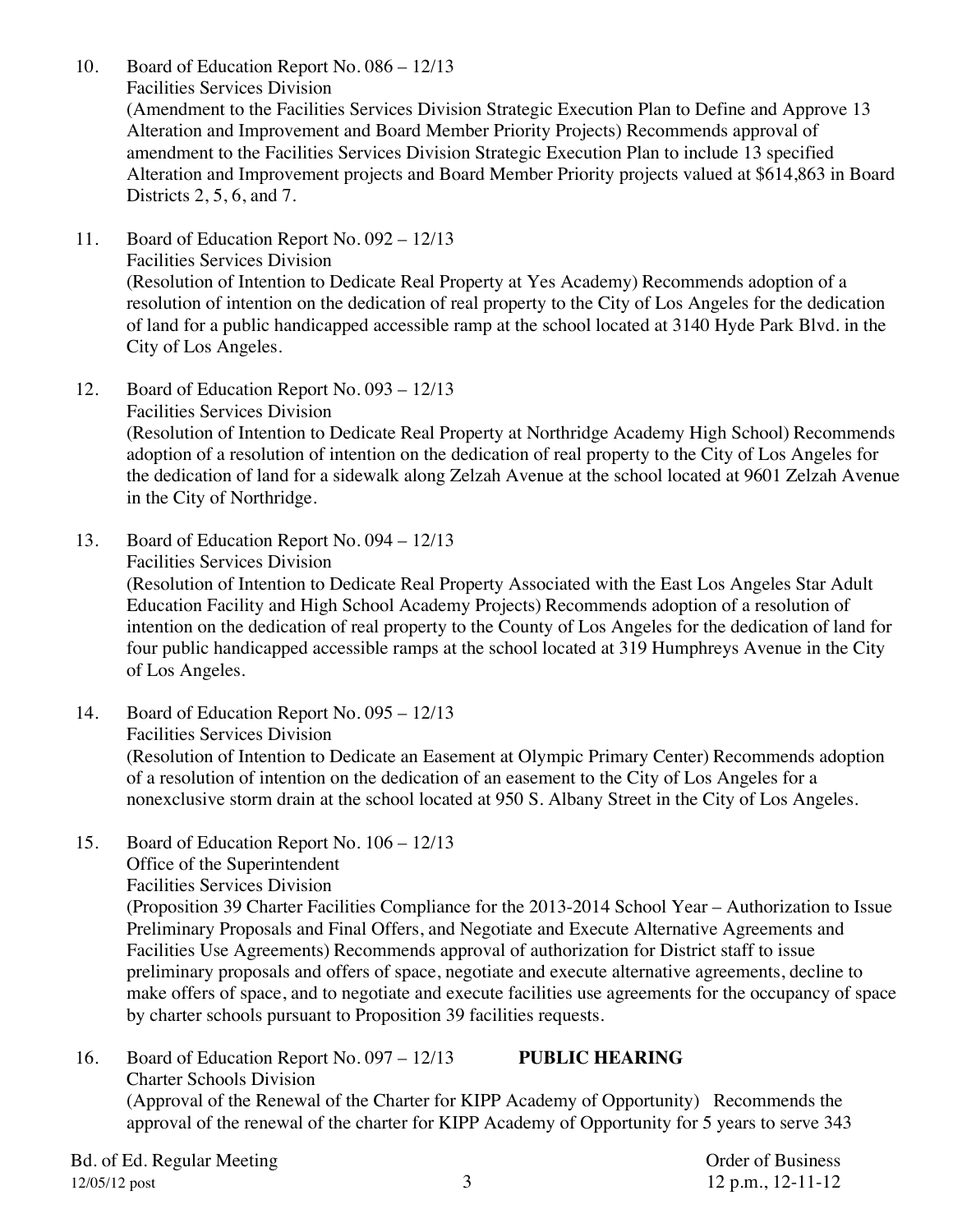10. Board of Education Report No. 086 – 12/13
    Facilities Services Division
    (Amendment to the Facilities Services Division Strategic Execution Plan to Define and Approve 13 Alteration and Improvement and Board Member Priority Projects) Recommends approval of amendment to the Facilities Services Division Strategic Execution Plan to include 13 specified Alteration and Improvement projects and Board Member Priority projects valued at $614,863 in Board Districts 2, 5, 6, and 7.

11. Board of Education Report No. 092 – 12/13
    Facilities Services Division
    (Resolution of Intention to Dedicate Real Property at Yes Academy) Recommends adoption of a resolution of intention on the dedication of real property to the City of Los Angeles for the dedication of land for a public handicapped accessible ramp at the school located at 3140 Hyde Park Blvd. in the City of Los Angeles.

12. Board of Education Report No. 093 – 12/13
    Facilities Services Division
    (Resolution of Intention to Dedicate Real Property at Northridge Academy High School) Recommends adoption of a resolution of intention on the dedication of real property to the City of Los Angeles for the dedication of land for a sidewalk along Zelzah Avenue at the school located at 9601 Zelzah Avenue in the City of Northridge.

13. Board of Education Report No. 094 – 12/13
    Facilities Services Division
    (Resolution of Intention to Dedicate Real Property Associated with the East Los Angeles Star Adult Education Facility and High School Academy Projects) Recommends adoption of a resolution of intention on the dedication of real property to the County of Los Angeles for the dedication of land for four public handicapped accessible ramps at the school located at 319 Humphreys Avenue in the City of Los Angeles.

14. Board of Education Report No. 095 – 12/13
    Facilities Services Division
    (Resolution of Intention to Dedicate an Easement at Olympic Primary Center) Recommends adoption of a resolution of intention on the dedication of an easement to the City of Los Angeles for a nonexclusive storm drain at the school located at 950 S. Albany Street in the City of Los Angeles.

15. Board of Education Report No. 106 – 12/13
    Office of the Superintendent
    Facilities Services Division
    (Proposition 39 Charter Facilities Compliance for the 2013-2014 School Year – Authorization to Issue Preliminary Proposals and Final Offers, and Negotiate and Execute Alternative Agreements and Facilities Use Agreements) Recommends approval of authorization for District staff to issue preliminary proposals and offers of space, negotiate and execute alternative agreements, decline to make offers of space, and to negotiate and execute facilities use agreements for the occupancy of space by charter schools pursuant to Proposition 39 facilities requests.

16. Board of Education Report No. 097 – 12/13 **PUBLIC HEARING**
    Charter Schools Division
    (Approval of the Renewal of the Charter for KIPP Academy of Opportunity) Recommends the approval of the renewal of the charter for KIPP Academy of Opportunity for 5 years to serve 343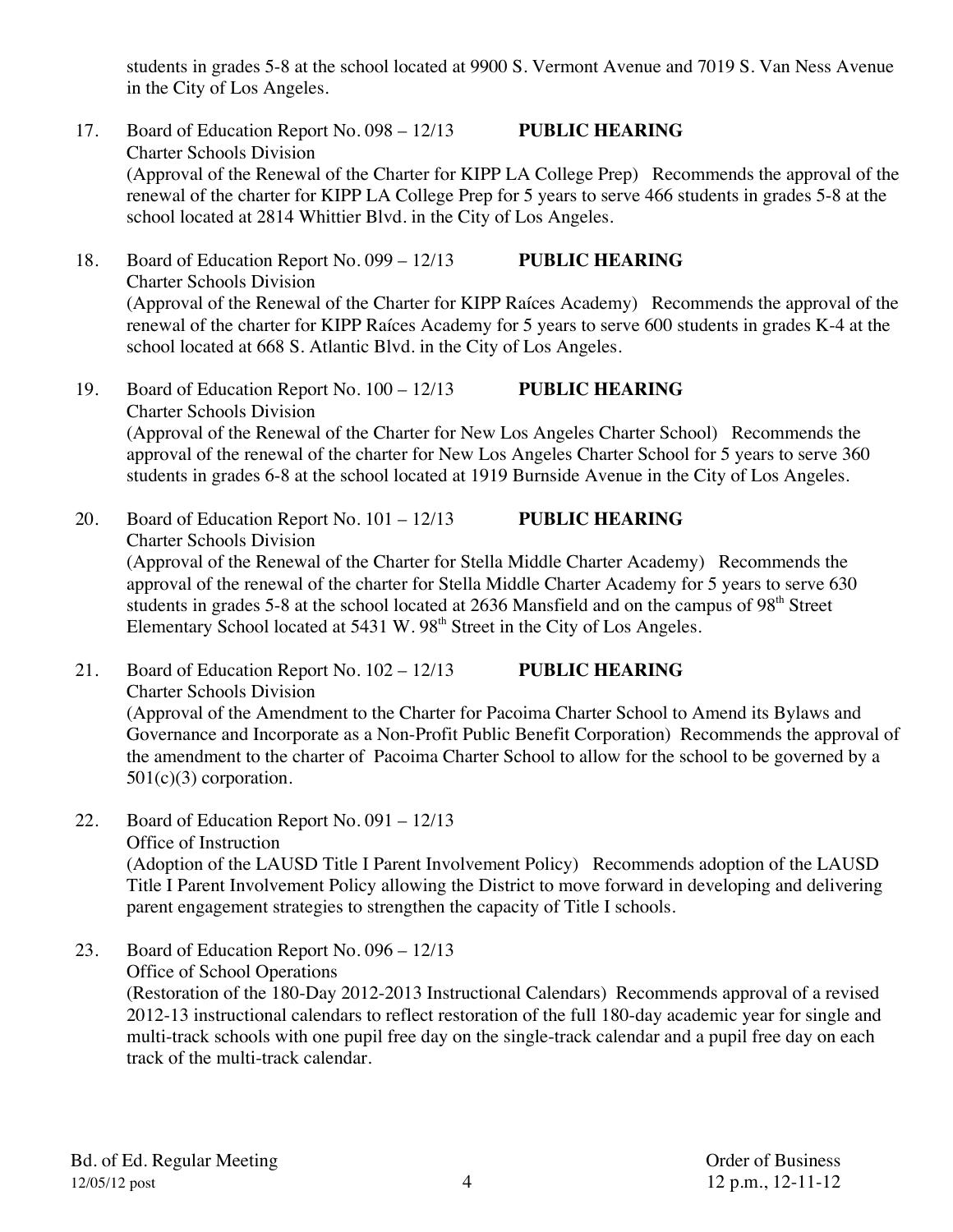students in grades 5-8 at the school located at 9900 S. Vermont Avenue and 7019 S. Van Ness Avenue in the City of Los Angeles.

17. Board of Education Report No. 098 – 12/13 **PUBLIC HEARING**
Charter Schools Division
(Approval of the Renewal of the Charter for KIPP LA College Prep) Recommends the approval of the renewal of the charter for KIPP LA College Prep for 5 years to serve 466 students in grades 5-8 at the school located at 2814 Whittier Blvd. in the City of Los Angeles.

18. Board of Education Report No. 099 – 12/13 **PUBLIC HEARING**
Charter Schools Division
(Approval of the Renewal of the Charter for KIPP Raíces Academy) Recommends the approval of the renewal of the charter for KIPP Raíces Academy for 5 years to serve 600 students in grades K-4 at the school located at 668 S. Atlantic Blvd. in the City of Los Angeles.

19. Board of Education Report No. 100 – 12/13 **PUBLIC HEARING**
Charter Schools Division
(Approval of the Renewal of the Charter for New Los Angeles Charter School) Recommends the approval of the renewal of the charter for New Los Angeles Charter School for 5 years to serve 360 students in grades 6-8 at the school located at 1919 Burnside Avenue in the City of Los Angeles.

20. Board of Education Report No. 101 – 12/13 **PUBLIC HEARING**
Charter Schools Division
(Approval of the Renewal of the Charter for Stella Middle Charter Academy) Recommends the approval of the renewal of the charter for Stella Middle Charter Academy for 5 years to serve 630 students in grades 5-8 at the school located at 2636 Mansfield and on the campus of 98th Street Elementary School located at 5431 W. 98th Street in the City of Los Angeles.

21. Board of Education Report No. 102 – 12/13 **PUBLIC HEARING**
Charter Schools Division
(Approval of the Amendment to the Charter for Pacoima Charter School to Amend its Bylaws and Governance and Incorporate as a Non-Profit Public Benefit Corporation) Recommends the approval of the amendment to the charter of Pacoima Charter School to allow for the school to be governed by a 501(c)(3) corporation.

22. Board of Education Report No. 091 – 12/13
Office of Instruction
(Adoption of the LAUSD Title I Parent Involvement Policy) Recommends adoption of the LAUSD Title I Parent Involvement Policy allowing the District to move forward in developing and delivering parent engagement strategies to strengthen the capacity of Title I schools.

23. Board of Education Report No. 096 – 12/13
Office of School Operations
(Restoration of the 180-Day 2012-2013 Instructional Calendars) Recommends approval of a revised 2012-13 instructional calendars to reflect restoration of the full 180-day academic year for single and multi-track schools with one pupil free day on the single-track calendar and a pupil free day on each track of the multi-track calendar.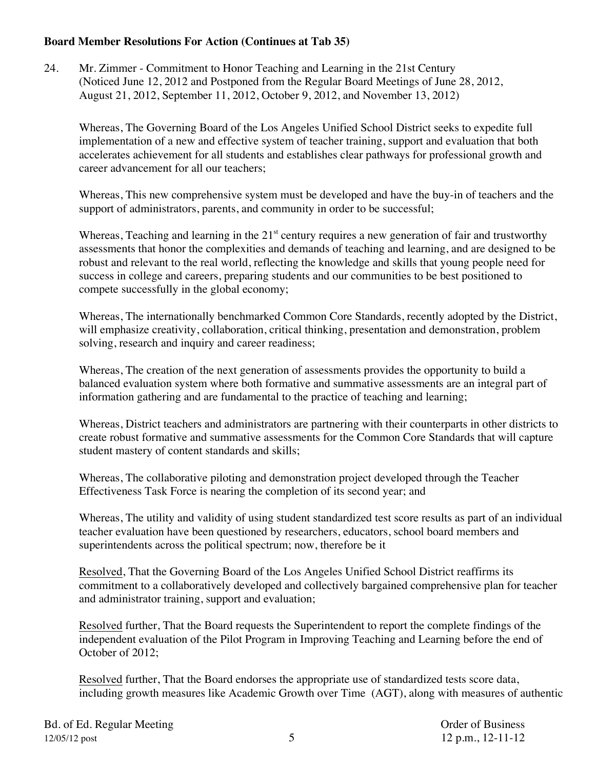**Board Member Resolutions For Action (Continues at Tab 35)**

24. Mr. Zimmer - Commitment to Honor Teaching and Learning in the 21st Century (Noticed June 12, 2012 and Postponed from the Regular Board Meetings of June 28, 2012, August 21, 2012, September 11, 2012, October 9, 2012, and November 13, 2012)

Whereas, The Governing Board of the Los Angeles Unified School District seeks to expedite full implementation of a new and effective system of teacher training, support and evaluation that both accelerates achievement for all students and establishes clear pathways for professional growth and career advancement for all our teachers;

Whereas, This new comprehensive system must be developed and have the buy-in of teachers and the support of administrators, parents, and community in order to be successful;

Whereas, Teaching and learning in the 21st century requires a new generation of fair and trustworthy assessments that honor the complexities and demands of teaching and learning, and are designed to be robust and relevant to the real world, reflecting the knowledge and skills that young people need for success in college and careers, preparing students and our communities to be best positioned to compete successfully in the global economy;

Whereas, The internationally benchmarked Common Core Standards, recently adopted by the District, will emphasize creativity, collaboration, critical thinking, presentation and demonstration, problem solving, research and inquiry and career readiness;

Whereas, The creation of the next generation of assessments provides the opportunity to build a balanced evaluation system where both formative and summative assessments are an integral part of information gathering and are fundamental to the practice of teaching and learning;

Whereas, District teachers and administrators are partnering with their counterparts in other districts to create robust formative and summative assessments for the Common Core Standards that will capture student mastery of content standards and skills;

Whereas, The collaborative piloting and demonstration project developed through the Teacher Effectiveness Task Force is nearing the completion of its second year; and

Whereas, The utility and validity of using student standardized test score results as part of an individual teacher evaluation have been questioned by researchers, educators, school board members and superintendents across the political spectrum; now, therefore be it

Resolved, That the Governing Board of the Los Angeles Unified School District reaffirms its commitment to a collaboratively developed and collectively bargained comprehensive plan for teacher and administrator training, support and evaluation;

Resolved further, That the Board requests the Superintendent to report the complete findings of the independent evaluation of the Pilot Program in Improving Teaching and Learning before the end of October of 2012;

Resolved further, That the Board endorses the appropriate use of standardized tests score data, including growth measures like Academic Growth over Time (AGT), along with measures of authentic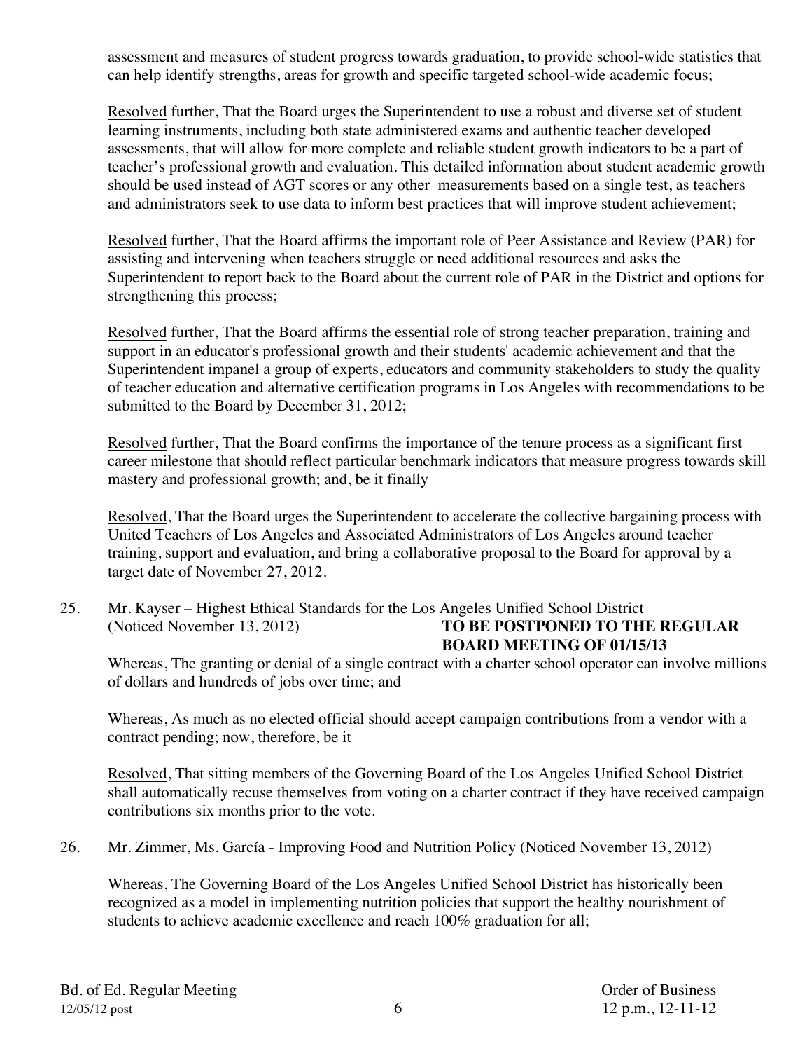assessment and measures of student progress towards graduation, to provide school-wide statistics that can help identify strengths, areas for growth and specific targeted school-wide academic focus;

Resolved further, That the Board urges the Superintendent to use a robust and diverse set of student learning instruments, including both state administered exams and authentic teacher developed assessments, that will allow for more complete and reliable student growth indicators to be a part of teacher's professional growth and evaluation. This detailed information about student academic growth should be used instead of AGT scores or any other measurements based on a single test, as teachers and administrators seek to use data to inform best practices that will improve student achievement;

Resolved further, That the Board affirms the important role of Peer Assistance and Review (PAR) for assisting and intervening when teachers struggle or need additional resources and asks the Superintendent to report back to the Board about the current role of PAR in the District and options for strengthening this process;

Resolved further, That the Board affirms the essential role of strong teacher preparation, training and support in an educator's professional growth and their students' academic achievement and that the Superintendent impanel a group of experts, educators and community stakeholders to study the quality of teacher education and alternative certification programs in Los Angeles with recommendations to be submitted to the Board by December 31, 2012;

Resolved further, That the Board confirms the importance of the tenure process as a significant first career milestone that should reflect particular benchmark indicators that measure progress towards skill mastery and professional growth; and, be it finally

Resolved, That the Board urges the Superintendent to accelerate the collective bargaining process with United Teachers of Los Angeles and Associated Administrators of Los Angeles around teacher training, support and evaluation, and bring a collaborative proposal to the Board for approval by a target date of November 27, 2012.

25. Mr. Kayser – Highest Ethical Standards for the Los Angeles Unified School District (Noticed November 13, 2012) **TO BE POSTPONED TO THE REGULAR BOARD MEETING OF 01/15/13**

Whereas, The granting or denial of a single contract with a charter school operator can involve millions of dollars and hundreds of jobs over time; and

Whereas, As much as no elected official should accept campaign contributions from a vendor with a contract pending; now, therefore, be it

Resolved, That sitting members of the Governing Board of the Los Angeles Unified School District shall automatically recuse themselves from voting on a charter contract if they have received campaign contributions six months prior to the vote.

26. Mr. Zimmer, Ms. García - Improving Food and Nutrition Policy (Noticed November 13, 2012)

Whereas, The Governing Board of the Los Angeles Unified School District has historically been recognized as a model in implementing nutrition policies that support the healthy nourishment of students to achieve academic excellence and reach 100% graduation for all;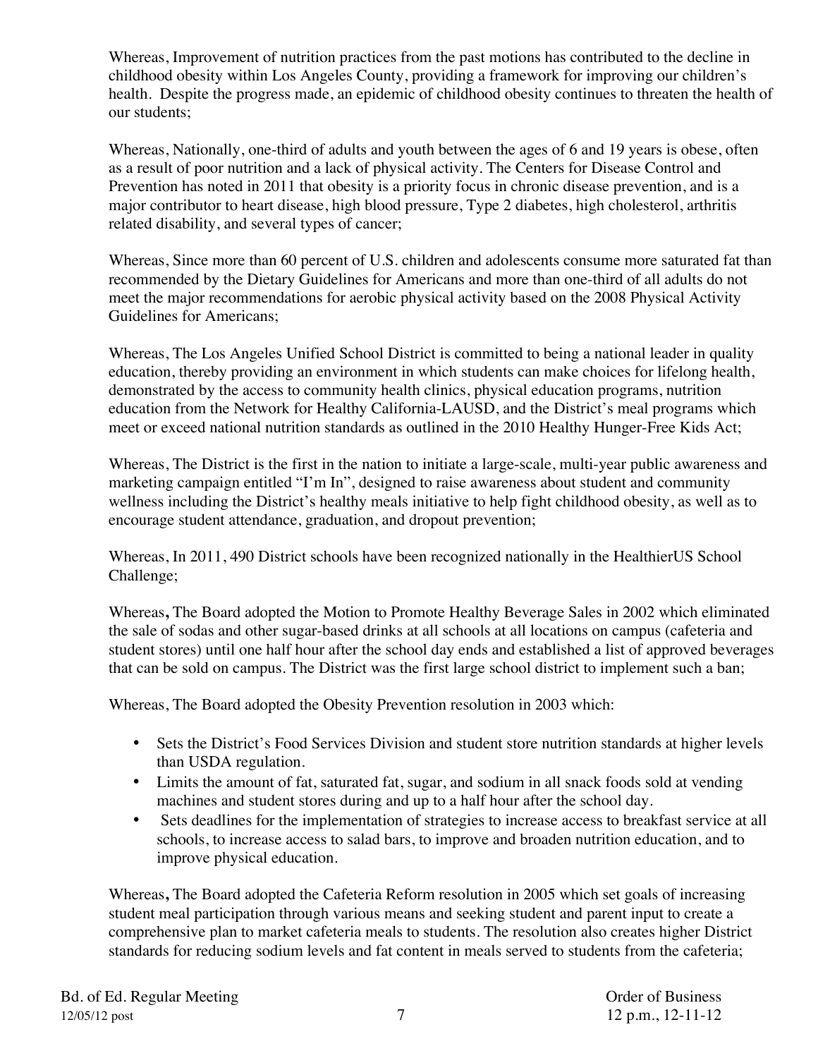Whereas, Improvement of nutrition practices from the past motions has contributed to the decline in childhood obesity within Los Angeles County, providing a framework for improving our children's health. Despite the progress made, an epidemic of childhood obesity continues to threaten the health of our students;

Whereas, Nationally, one-third of adults and youth between the ages of 6 and 19 years is obese, often as a result of poor nutrition and a lack of physical activity. The Centers for Disease Control and Prevention has noted in 2011 that obesity is a priority focus in chronic disease prevention, and is a major contributor to heart disease, high blood pressure, Type 2 diabetes, high cholesterol, arthritis related disability, and several types of cancer;

Whereas, Since more than 60 percent of U.S. children and adolescents consume more saturated fat than recommended by the Dietary Guidelines for Americans and more than one-third of all adults do not meet the major recommendations for aerobic physical activity based on the 2008 Physical Activity Guidelines for Americans;

Whereas, The Los Angeles Unified School District is committed to being a national leader in quality education, thereby providing an environment in which students can make choices for lifelong health, demonstrated by the access to community health clinics, physical education programs, nutrition education from the Network for Healthy California-LAUSD, and the District's meal programs which meet or exceed national nutrition standards as outlined in the 2010 Healthy Hunger-Free Kids Act;

Whereas, The District is the first in the nation to initiate a large-scale, multi-year public awareness and marketing campaign entitled "I'm In", designed to raise awareness about student and community wellness including the District's healthy meals initiative to help fight childhood obesity, as well as to encourage student attendance, graduation, and dropout prevention;

Whereas, In 2011, 490 District schools have been recognized nationally in the HealthierUS School Challenge;

Whereas**,** The Board adopted the Motion to Promote Healthy Beverage Sales in 2002 which eliminated the sale of sodas and other sugar-based drinks at all schools at all locations on campus (cafeteria and student stores) until one half hour after the school day ends and established a list of approved beverages that can be sold on campus. The District was the first large school district to implement such a ban;

Whereas, The Board adopted the Obesity Prevention resolution in 2003 which:

- Sets the District's Food Services Division and student store nutrition standards at higher levels than USDA regulation.
- Limits the amount of fat, saturated fat, sugar, and sodium in all snack foods sold at vending machines and student stores during and up to a half hour after the school day.
- Sets deadlines for the implementation of strategies to increase access to breakfast service at all schools, to increase access to salad bars, to improve and broaden nutrition education, and to improve physical education.

Whereas**,** The Board adopted the Cafeteria Reform resolution in 2005 which set goals of increasing student meal participation through various means and seeking student and parent input to create a comprehensive plan to market cafeteria meals to students. The resolution also creates higher District standards for reducing sodium levels and fat content in meals served to students from the cafeteria;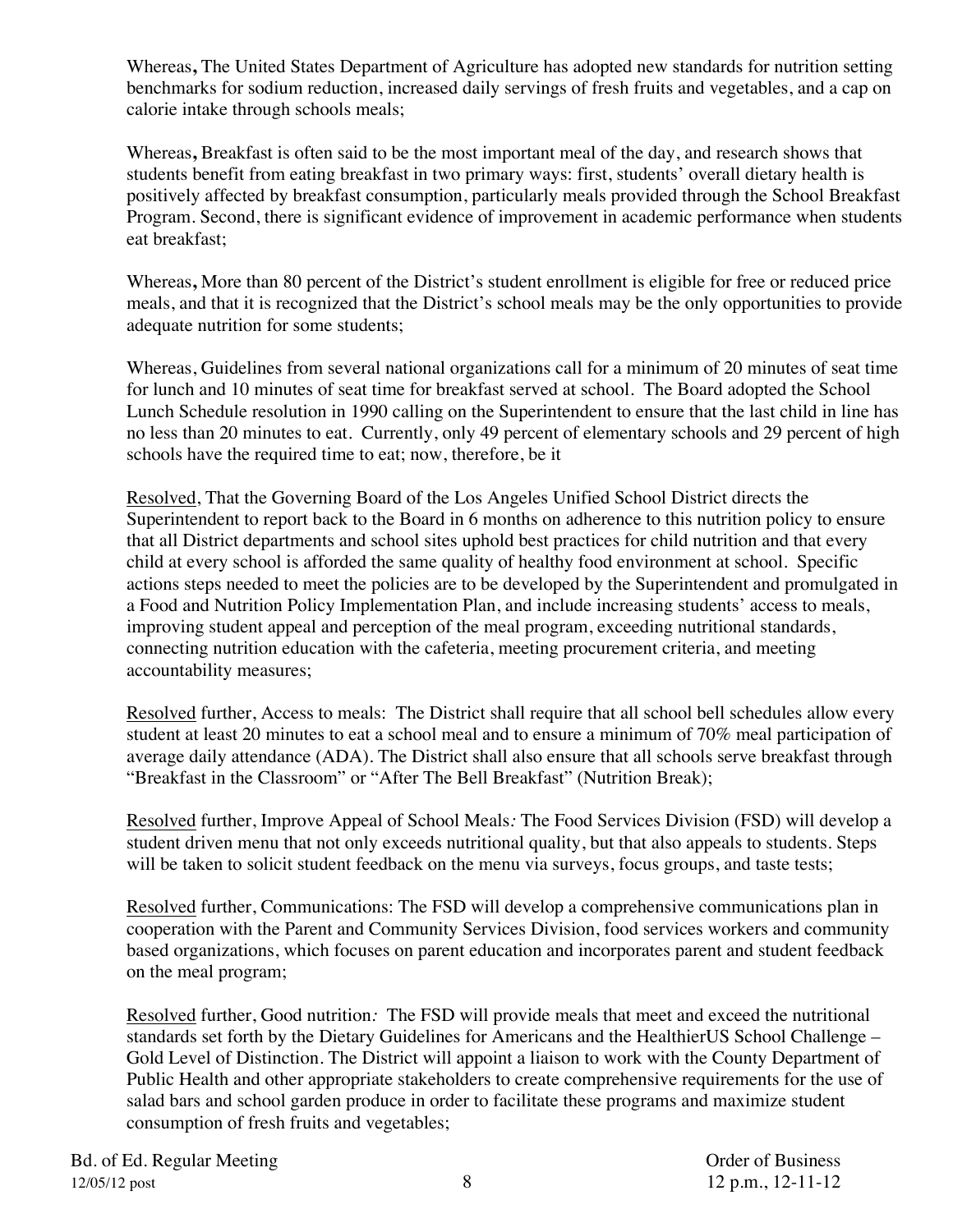Whereas**,** The United States Department of Agriculture has adopted new standards for nutrition setting benchmarks for sodium reduction, increased daily servings of fresh fruits and vegetables, and a cap on calorie intake through schools meals;

Whereas**,** Breakfast is often said to be the most important meal of the day, and research shows that students benefit from eating breakfast in two primary ways: first, students' overall dietary health is positively affected by breakfast consumption, particularly meals provided through the School Breakfast Program. Second, there is significant evidence of improvement in academic performance when students eat breakfast;

Whereas**,** More than 80 percent of the District's student enrollment is eligible for free or reduced price meals, and that it is recognized that the District's school meals may be the only opportunities to provide adequate nutrition for some students;

Whereas, Guidelines from several national organizations call for a minimum of 20 minutes of seat time for lunch and 10 minutes of seat time for breakfast served at school. The Board adopted the School Lunch Schedule resolution in 1990 calling on the Superintendent to ensure that the last child in line has no less than 20 minutes to eat. Currently, only 49 percent of elementary schools and 29 percent of high schools have the required time to eat; now, therefore, be it

<u>Resolved</u>, That the Governing Board of the Los Angeles Unified School District directs the Superintendent to report back to the Board in 6 months on adherence to this nutrition policy to ensure that all District departments and school sites uphold best practices for child nutrition and that every child at every school is afforded the same quality of healthy food environment at school. Specific actions steps needed to meet the policies are to be developed by the Superintendent and promulgated in a Food and Nutrition Policy Implementation Plan, and include increasing students' access to meals, improving student appeal and perception of the meal program, exceeding nutritional standards, connecting nutrition education with the cafeteria, meeting procurement criteria, and meeting accountability measures;

<u>Resolved</u> further, Access to meals: The District shall require that all school bell schedules allow every student at least 20 minutes to eat a school meal and to ensure a minimum of 70% meal participation of average daily attendance (ADA). The District shall also ensure that all schools serve breakfast through "Breakfast in the Classroom" or "After The Bell Breakfast" (Nutrition Break);

<u>Resolved</u> further, Improve Appeal of School Meals*:* The Food Services Division (FSD) will develop a student driven menu that not only exceeds nutritional quality, but that also appeals to students. Steps will be taken to solicit student feedback on the menu via surveys, focus groups, and taste tests;

<u>Resolved</u> further, Communications: The FSD will develop a comprehensive communications plan in cooperation with the Parent and Community Services Division, food services workers and community based organizations, which focuses on parent education and incorporates parent and student feedback on the meal program;

<u>Resolved</u> further, Good nutrition*:* The FSD will provide meals that meet and exceed the nutritional standards set forth by the Dietary Guidelines for Americans and the HealthierUS School Challenge – Gold Level of Distinction. The District will appoint a liaison to work with the County Department of Public Health and other appropriate stakeholders to create comprehensive requirements for the use of salad bars and school garden produce in order to facilitate these programs and maximize student consumption of fresh fruits and vegetables;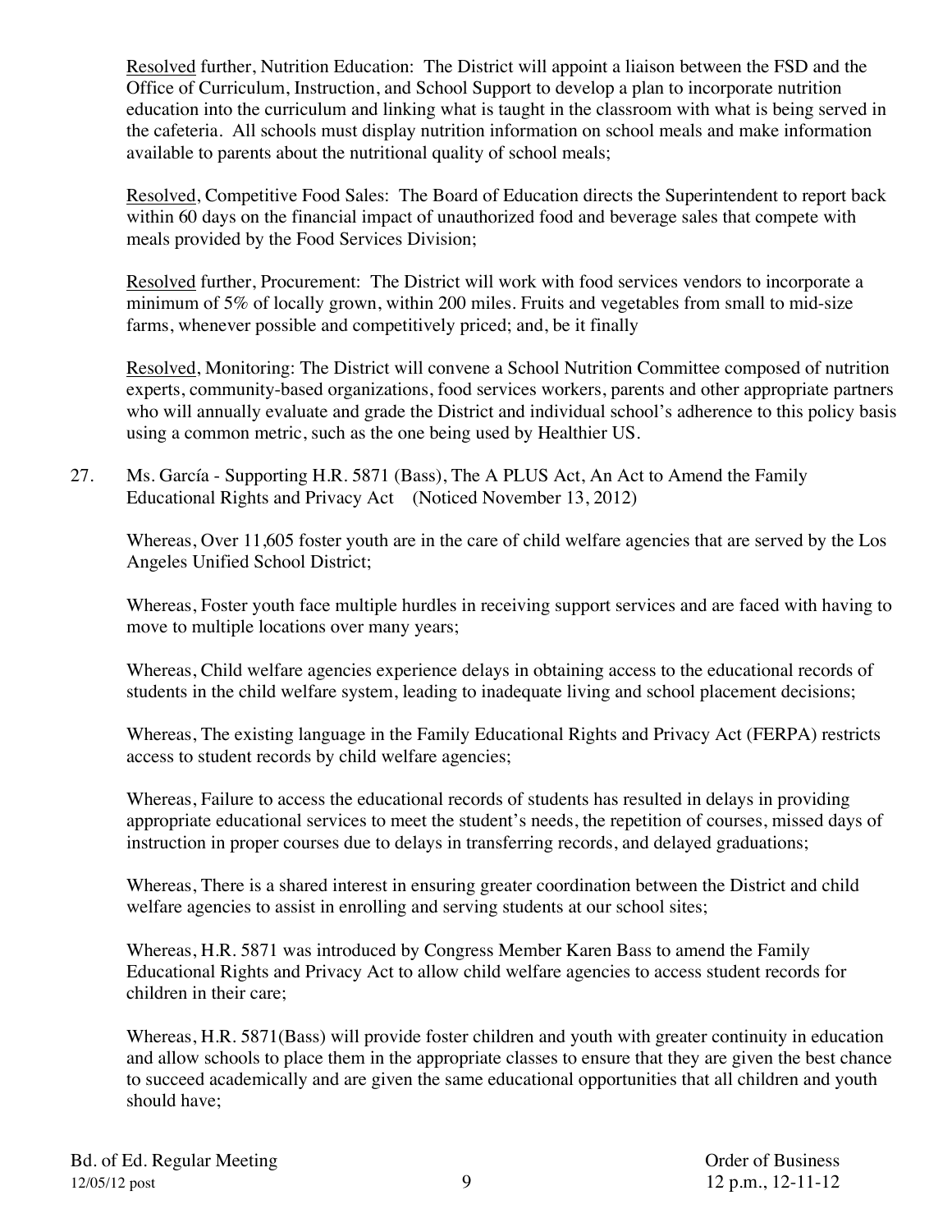Resolved further, Nutrition Education: The District will appoint a liaison between the FSD and the Office of Curriculum, Instruction, and School Support to develop a plan to incorporate nutrition education into the curriculum and linking what is taught in the classroom with what is being served in the cafeteria. All schools must display nutrition information on school meals and make information available to parents about the nutritional quality of school meals;

Resolved, Competitive Food Sales: The Board of Education directs the Superintendent to report back within 60 days on the financial impact of unauthorized food and beverage sales that compete with meals provided by the Food Services Division;

Resolved further, Procurement: The District will work with food services vendors to incorporate a minimum of 5% of locally grown, within 200 miles. Fruits and vegetables from small to mid-size farms, whenever possible and competitively priced; and, be it finally

Resolved, Monitoring: The District will convene a School Nutrition Committee composed of nutrition experts, community-based organizations, food services workers, parents and other appropriate partners who will annually evaluate and grade the District and individual school's adherence to this policy basis using a common metric, such as the one being used by Healthier US.

27. Ms. García - Supporting H.R. 5871 (Bass), The A PLUS Act, An Act to Amend the Family Educational Rights and Privacy Act (Noticed November 13, 2012)

Whereas, Over 11,605 foster youth are in the care of child welfare agencies that are served by the Los Angeles Unified School District;

Whereas, Foster youth face multiple hurdles in receiving support services and are faced with having to move to multiple locations over many years;

Whereas, Child welfare agencies experience delays in obtaining access to the educational records of students in the child welfare system, leading to inadequate living and school placement decisions;

Whereas, The existing language in the Family Educational Rights and Privacy Act (FERPA) restricts access to student records by child welfare agencies;

Whereas, Failure to access the educational records of students has resulted in delays in providing appropriate educational services to meet the student's needs, the repetition of courses, missed days of instruction in proper courses due to delays in transferring records, and delayed graduations;

Whereas, There is a shared interest in ensuring greater coordination between the District and child welfare agencies to assist in enrolling and serving students at our school sites;

Whereas, H.R. 5871 was introduced by Congress Member Karen Bass to amend the Family Educational Rights and Privacy Act to allow child welfare agencies to access student records for children in their care;

Whereas, H.R. 5871(Bass) will provide foster children and youth with greater continuity in education and allow schools to place them in the appropriate classes to ensure that they are given the best chance to succeed academically and are given the same educational opportunities that all children and youth should have;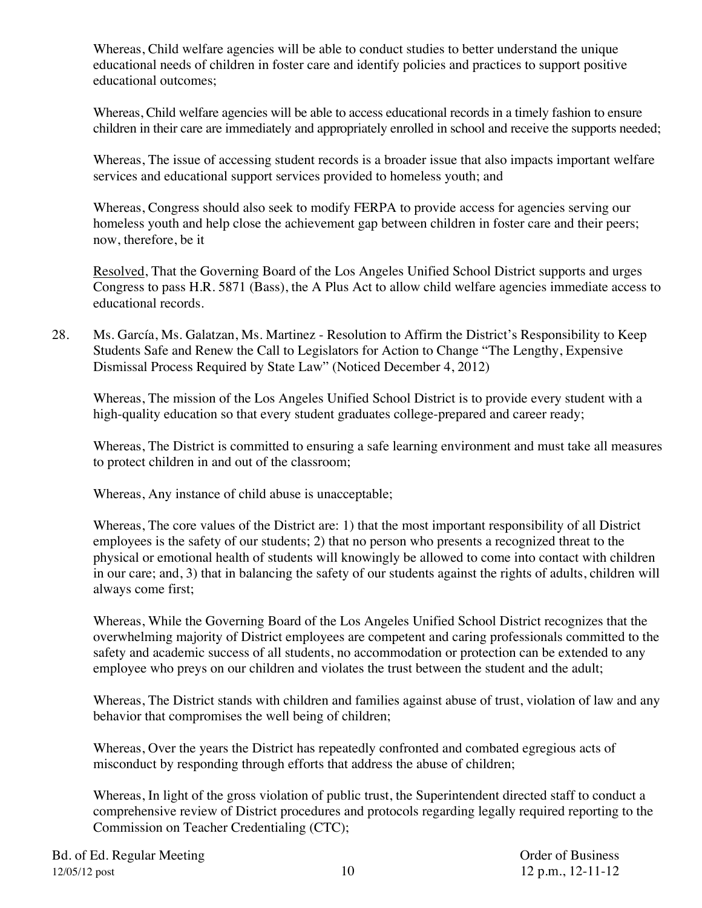Whereas, Child welfare agencies will be able to conduct studies to better understand the unique educational needs of children in foster care and identify policies and practices to support positive educational outcomes;

Whereas, Child welfare agencies will be able to access educational records in a timely fashion to ensure children in their care are immediately and appropriately enrolled in school and receive the supports needed;

Whereas, The issue of accessing student records is a broader issue that also impacts important welfare services and educational support services provided to homeless youth; and

Whereas, Congress should also seek to modify FERPA to provide access for agencies serving our homeless youth and help close the achievement gap between children in foster care and their peers; now, therefore, be it

Resolved, That the Governing Board of the Los Angeles Unified School District supports and urges Congress to pass H.R. 5871 (Bass), the A Plus Act to allow child welfare agencies immediate access to educational records.

28. Ms. García, Ms. Galatzan, Ms. Martinez - Resolution to Affirm the District's Responsibility to Keep Students Safe and Renew the Call to Legislators for Action to Change "The Lengthy, Expensive Dismissal Process Required by State Law" (Noticed December 4, 2012)

Whereas, The mission of the Los Angeles Unified School District is to provide every student with a high-quality education so that every student graduates college-prepared and career ready;

Whereas, The District is committed to ensuring a safe learning environment and must take all measures to protect children in and out of the classroom;

Whereas, Any instance of child abuse is unacceptable;

Whereas, The core values of the District are: 1) that the most important responsibility of all District employees is the safety of our students; 2) that no person who presents a recognized threat to the physical or emotional health of students will knowingly be allowed to come into contact with children in our care; and, 3) that in balancing the safety of our students against the rights of adults, children will always come first;

Whereas, While the Governing Board of the Los Angeles Unified School District recognizes that the overwhelming majority of District employees are competent and caring professionals committed to the safety and academic success of all students, no accommodation or protection can be extended to any employee who preys on our children and violates the trust between the student and the adult;

Whereas, The District stands with children and families against abuse of trust, violation of law and any behavior that compromises the well being of children;

Whereas, Over the years the District has repeatedly confronted and combated egregious acts of misconduct by responding through efforts that address the abuse of children;

Whereas, In light of the gross violation of public trust, the Superintendent directed staff to conduct a comprehensive review of District procedures and protocols regarding legally required reporting to the Commission on Teacher Credentialing (CTC);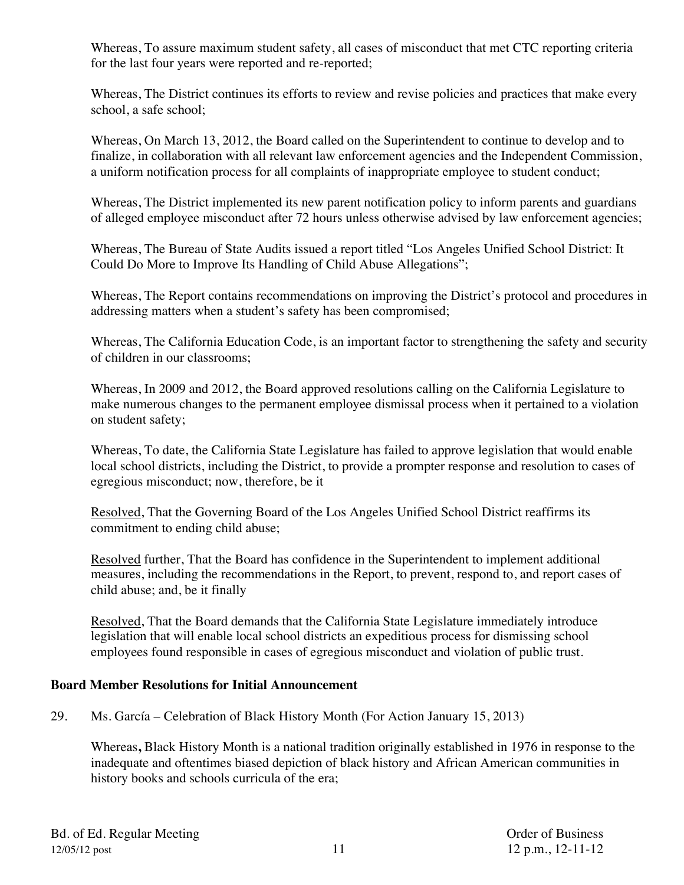Whereas, To assure maximum student safety, all cases of misconduct that met CTC reporting criteria for the last four years were reported and re-reported;

Whereas, The District continues its efforts to review and revise policies and practices that make every school, a safe school;

Whereas, On March 13, 2012, the Board called on the Superintendent to continue to develop and to finalize, in collaboration with all relevant law enforcement agencies and the Independent Commission, a uniform notification process for all complaints of inappropriate employee to student conduct;

Whereas, The District implemented its new parent notification policy to inform parents and guardians of alleged employee misconduct after 72 hours unless otherwise advised by law enforcement agencies;

Whereas, The Bureau of State Audits issued a report titled "Los Angeles Unified School District: It Could Do More to Improve Its Handling of Child Abuse Allegations";

Whereas, The Report contains recommendations on improving the District's protocol and procedures in addressing matters when a student's safety has been compromised;

Whereas, The California Education Code, is an important factor to strengthening the safety and security of children in our classrooms;

Whereas, In 2009 and 2012, the Board approved resolutions calling on the California Legislature to make numerous changes to the permanent employee dismissal process when it pertained to a violation on student safety;

Whereas, To date, the California State Legislature has failed to approve legislation that would enable local school districts, including the District, to provide a prompter response and resolution to cases of egregious misconduct; now, therefore, be it

Resolved, That the Governing Board of the Los Angeles Unified School District reaffirms its commitment to ending child abuse;

Resolved further, That the Board has confidence in the Superintendent to implement additional measures, including the recommendations in the Report, to prevent, respond to, and report cases of child abuse; and, be it finally

Resolved, That the Board demands that the California State Legislature immediately introduce legislation that will enable local school districts an expeditious process for dismissing school employees found responsible in cases of egregious misconduct and violation of public trust.

**Board Member Resolutions for Initial Announcement**

29. Ms. García – Celebration of Black History Month (For Action January 15, 2013)

Whereas**,** Black History Month is a national tradition originally established in 1976 in response to the inadequate and oftentimes biased depiction of black history and African American communities in history books and schools curricula of the era;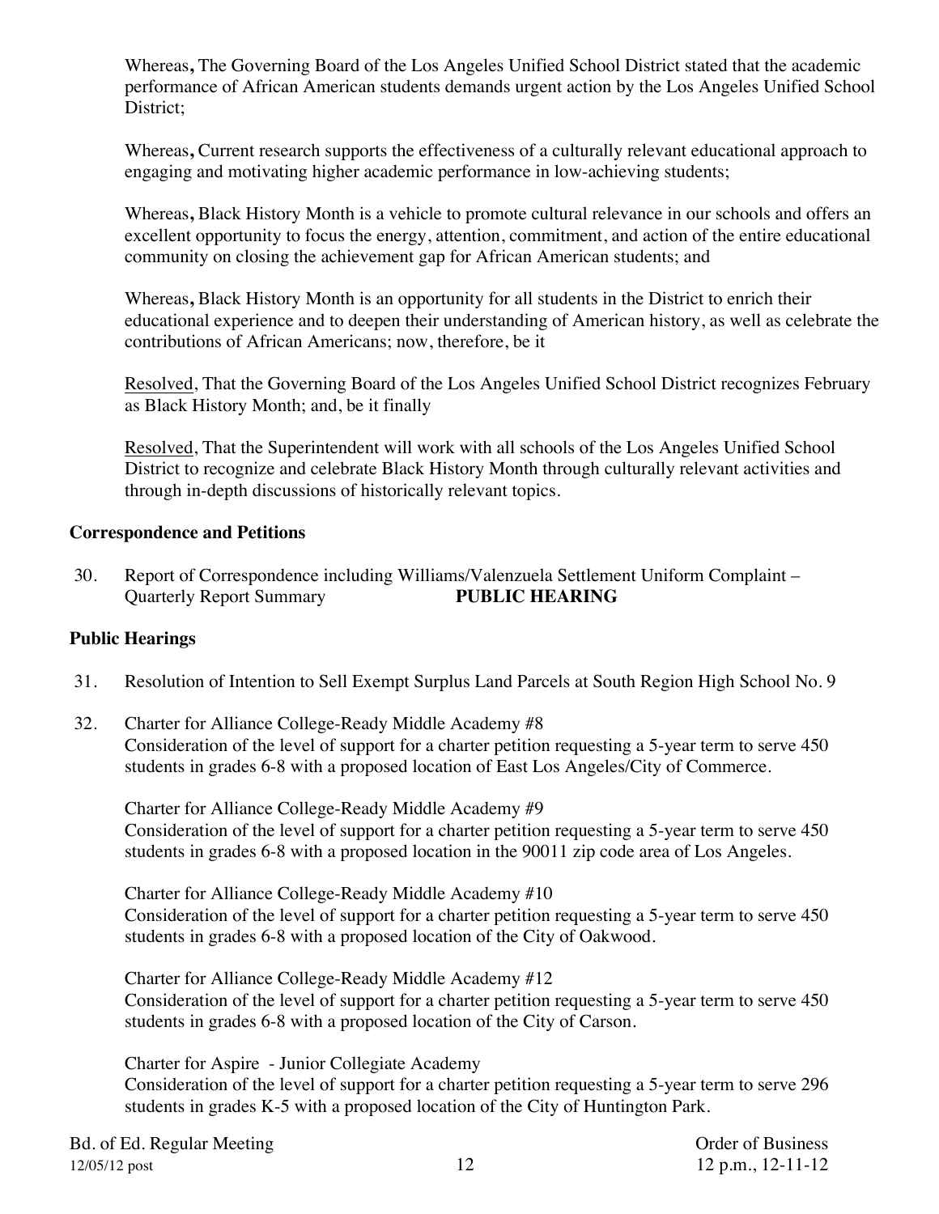Whereas**,** The Governing Board of the Los Angeles Unified School District stated that the academic performance of African American students demands urgent action by the Los Angeles Unified School District;

Whereas**,** Current research supports the effectiveness of a culturally relevant educational approach to engaging and motivating higher academic performance in low-achieving students;

Whereas**,** Black History Month is a vehicle to promote cultural relevance in our schools and offers an excellent opportunity to focus the energy, attention, commitment, and action of the entire educational community on closing the achievement gap for African American students; and

Whereas**,** Black History Month is an opportunity for all students in the District to enrich their educational experience and to deepen their understanding of American history, as well as celebrate the contributions of African Americans; now, therefore, be it

<u>Resolved</u>, That the Governing Board of the Los Angeles Unified School District recognizes February as Black History Month; and, be it finally

<u>Resolved</u>, That the Superintendent will work with all schools of the Los Angeles Unified School District to recognize and celebrate Black History Month through culturally relevant activities and through in-depth discussions of historically relevant topics.

### Correspondence and Petitions

30. Report of Correspondence including Williams/Valenzuela Settlement Uniform Complaint – Quarterly Report Summary **PUBLIC HEARING**

### Public Hearings

31. Resolution of Intention to Sell Exempt Surplus Land Parcels at South Region High School No. 9

32. Charter for Alliance College-Ready Middle Academy #8
Consideration of the level of support for a charter petition requesting a 5-year term to serve 450 students in grades 6-8 with a proposed location of East Los Angeles/City of Commerce.

    Charter for Alliance College-Ready Middle Academy #9
    Consideration of the level of support for a charter petition requesting a 5-year term to serve 450 students in grades 6-8 with a proposed location in the 90011 zip code area of Los Angeles.

    Charter for Alliance College-Ready Middle Academy #10
    Consideration of the level of support for a charter petition requesting a 5-year term to serve 450 students in grades 6-8 with a proposed location of the City of Oakwood.

    Charter for Alliance College-Ready Middle Academy #12
    Consideration of the level of support for a charter petition requesting a 5-year term to serve 450 students in grades 6-8 with a proposed location of the City of Carson.

    Charter for Aspire - Junior Collegiate Academy
    Consideration of the level of support for a charter petition requesting a 5-year term to serve 296 students in grades K-5 with a proposed location of the City of Huntington Park.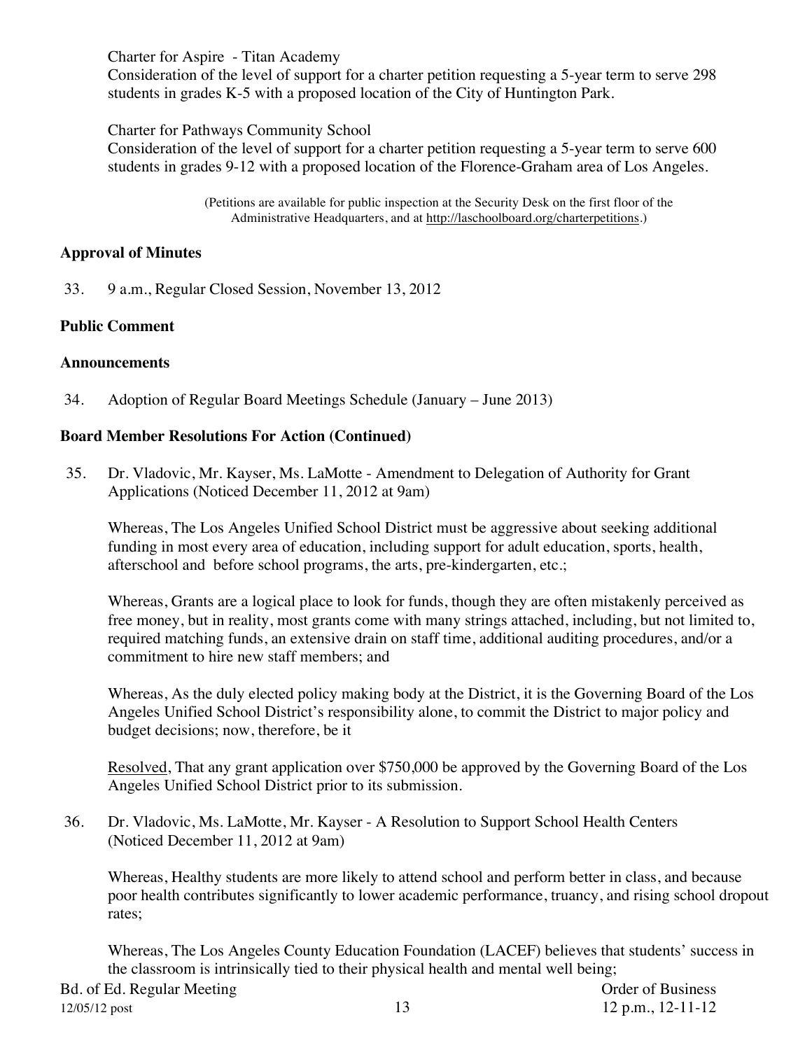Charter for Aspire - Titan Academy
Consideration of the level of support for a charter petition requesting a 5-year term to serve 298 students in grades K-5 with a proposed location of the City of Huntington Park.

Charter for Pathways Community School
Consideration of the level of support for a charter petition requesting a 5-year term to serve 600 students in grades 9-12 with a proposed location of the Florence-Graham area of Los Angeles.

(Petitions are available for public inspection at the Security Desk on the first floor of the Administrative Headquarters, and at http://laschoolboard.org/charterpetitions.)

**Approval of Minutes**

33. 9 a.m., Regular Closed Session, November 13, 2012

**Public Comment**

**Announcements**

34. Adoption of Regular Board Meetings Schedule (January – June 2013)

**Board Member Resolutions For Action (Continued)**

35. Dr. Vladovic, Mr. Kayser, Ms. LaMotte - Amendment to Delegation of Authority for Grant Applications (Noticed December 11, 2012 at 9am)

Whereas, The Los Angeles Unified School District must be aggressive about seeking additional funding in most every area of education, including support for adult education, sports, health, afterschool and before school programs, the arts, pre-kindergarten, etc.;

Whereas, Grants are a logical place to look for funds, though they are often mistakenly perceived as free money, but in reality, most grants come with many strings attached, including, but not limited to, required matching funds, an extensive drain on staff time, additional auditing procedures, and/or a commitment to hire new staff members; and

Whereas, As the duly elected policy making body at the District, it is the Governing Board of the Los Angeles Unified School District's responsibility alone, to commit the District to major policy and budget decisions; now, therefore, be it

Resolved, That any grant application over $750,000 be approved by the Governing Board of the Los Angeles Unified School District prior to its submission.

36. Dr. Vladovic, Ms. LaMotte, Mr. Kayser - A Resolution to Support School Health Centers (Noticed December 11, 2012 at 9am)

Whereas, Healthy students are more likely to attend school and perform better in class, and because poor health contributes significantly to lower academic performance, truancy, and rising school dropout rates;

Whereas, The Los Angeles County Education Foundation (LACEF) believes that students' success in the classroom is intrinsically tied to their physical health and mental well being;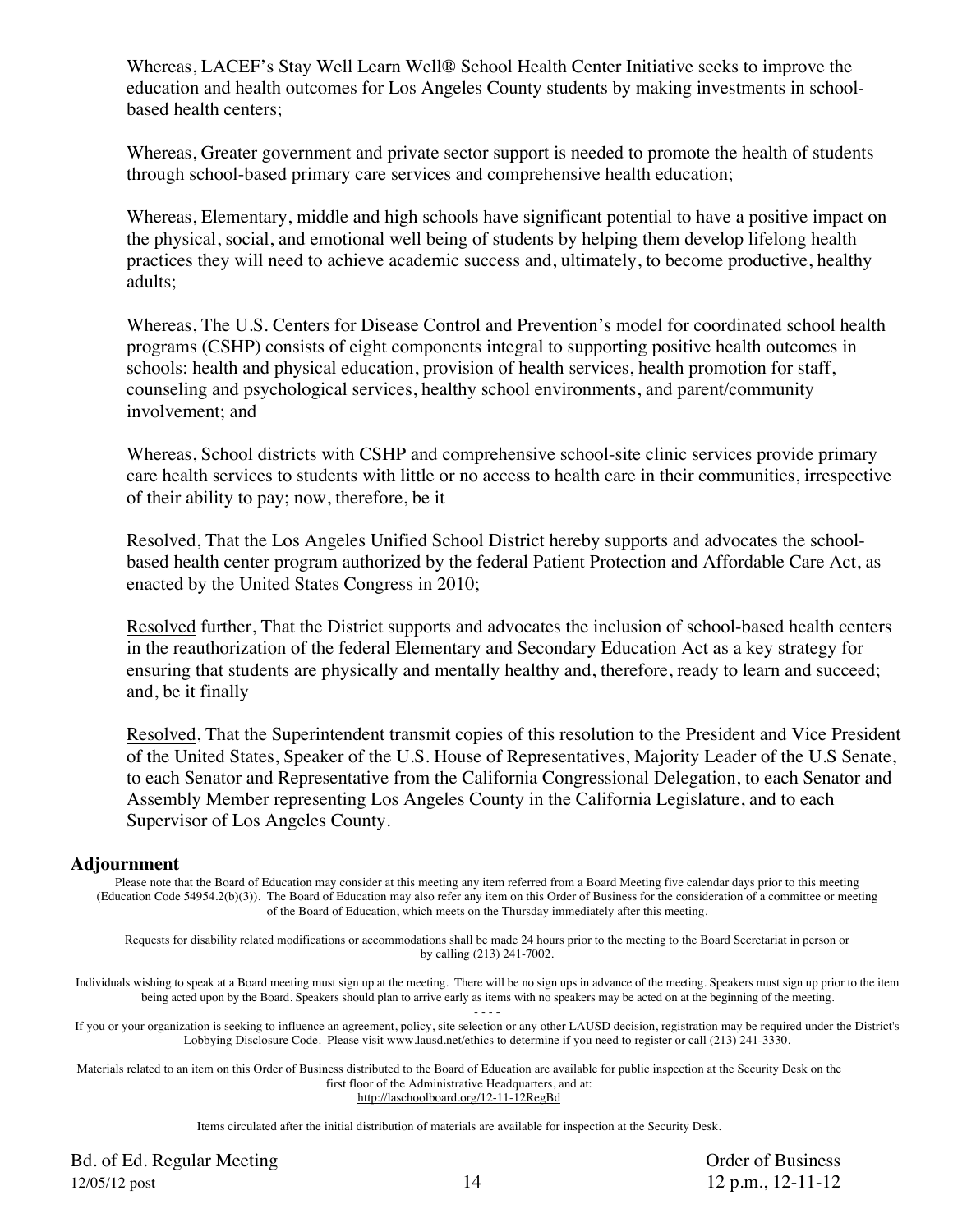Whereas, LACEF's Stay Well Learn Well® School Health Center Initiative seeks to improve the education and health outcomes for Los Angeles County students by making investments in school-based health centers;

Whereas, Greater government and private sector support is needed to promote the health of students through school-based primary care services and comprehensive health education;

Whereas, Elementary, middle and high schools have significant potential to have a positive impact on the physical, social, and emotional well being of students by helping them develop lifelong health practices they will need to achieve academic success and, ultimately, to become productive, healthy adults;

Whereas, The U.S. Centers for Disease Control and Prevention's model for coordinated school health programs (CSHP) consists of eight components integral to supporting positive health outcomes in schools: health and physical education, provision of health services, health promotion for staff, counseling and psychological services, healthy school environments, and parent/community involvement; and

Whereas, School districts with CSHP and comprehensive school-site clinic services provide primary care health services to students with little or no access to health care in their communities, irrespective of their ability to pay; now, therefore, be it

Resolved, That the Los Angeles Unified School District hereby supports and advocates the school-based health center program authorized by the federal Patient Protection and Affordable Care Act, as enacted by the United States Congress in 2010;

Resolved further, That the District supports and advocates the inclusion of school-based health centers in the reauthorization of the federal Elementary and Secondary Education Act as a key strategy for ensuring that students are physically and mentally healthy and, therefore, ready to learn and succeed; and, be it finally

Resolved, That the Superintendent transmit copies of this resolution to the President and Vice President of the United States, Speaker of the U.S. House of Representatives, Majority Leader of the U.S Senate, to each Senator and Representative from the California Congressional Delegation, to each Senator and Assembly Member representing Los Angeles County in the California Legislature, and to each Supervisor of Los Angeles County.

## Adjournment

Please note that the Board of Education may consider at this meeting any item referred from a Board Meeting five calendar days prior to this meeting (Education Code 54954.2(b)(3)). The Board of Education may also refer any item on this Order of Business for the consideration of a committee or meeting of the Board of Education, which meets on the Thursday immediately after this meeting.

Requests for disability related modifications or accommodations shall be made 24 hours prior to the meeting to the Board Secretariat in person or by calling (213) 241-7002.

Individuals wishing to speak at a Board meeting must sign up at the meeting. There will be no sign ups in advance of the meeting. Speakers must sign up prior to the item being acted upon by the Board. Speakers should plan to arrive early as items with no speakers may be acted on at the beginning of the meeting.

- - - -

If you or your organization is seeking to influence an agreement, policy, site selection or any other LAUSD decision, registration may be required under the District's Lobbying Disclosure Code. Please visit www.lausd.net/ethics to determine if you need to register or call (213) 241-3330.

Materials related to an item on this Order of Business distributed to the Board of Education are available for public inspection at the Security Desk on the first floor of the Administrative Headquarters, and at:
http://laschoolboard.org/12-11-12RegBd

Items circulated after the initial distribution of materials are available for inspection at the Security Desk.